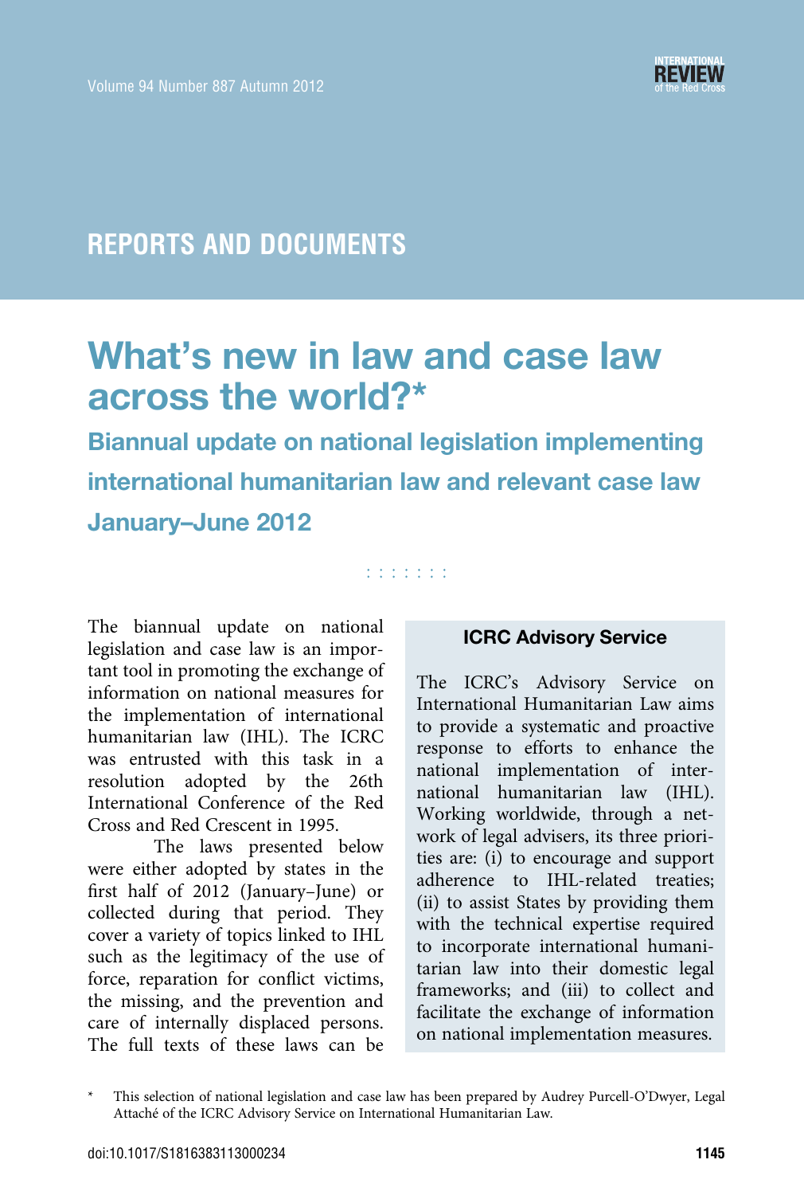REPORTS AND DOCUMENTS

# What's new in law and case law across the world?*

## Biannual update on national legislation implementing international humanitarian law and relevant case law January–June 2012

The biannual update on national legislation and case law is an important tool in promoting the exchange of information on national measures for the implementation of international humanitarian law (IHL). The ICRC was entrusted with this task in a resolution adopted by the 26th International Conference of the Red Cross and Red Crescent in 1995.

The laws presented below were either adopted by states in the first half of 2012 (January–June) or collected during that period. They cover a variety of topics linked to IHL such as the legitimacy of the use of force, reparation for conflict victims, the missing, and the prevention and care of internally displaced persons. The full texts of these laws can be

**ICRC Advisory Service**

The ICRC's Advisory Service on International Humanitarian Law aims to provide a systematic and proactive response to efforts to enhance the national implementation of international humanitarian law (IHL). Working worldwide, through a network of legal advisers, its three priorities are: (i) to encourage and support adherence to IHL-related treaties; (ii) to assist States by providing them with the technical expertise required to incorporate international humanitarian law into their domestic legal frameworks; and (iii) to collect and facilitate the exchange of information on national implementation measures.

\* This selection of national legislation and case law has been prepared by Audrey Purcell-O'Dwyer, Legal Attaché of the ICRC Advisory Service on International Humanitarian Law.

doi:10.1017/S1816383113000234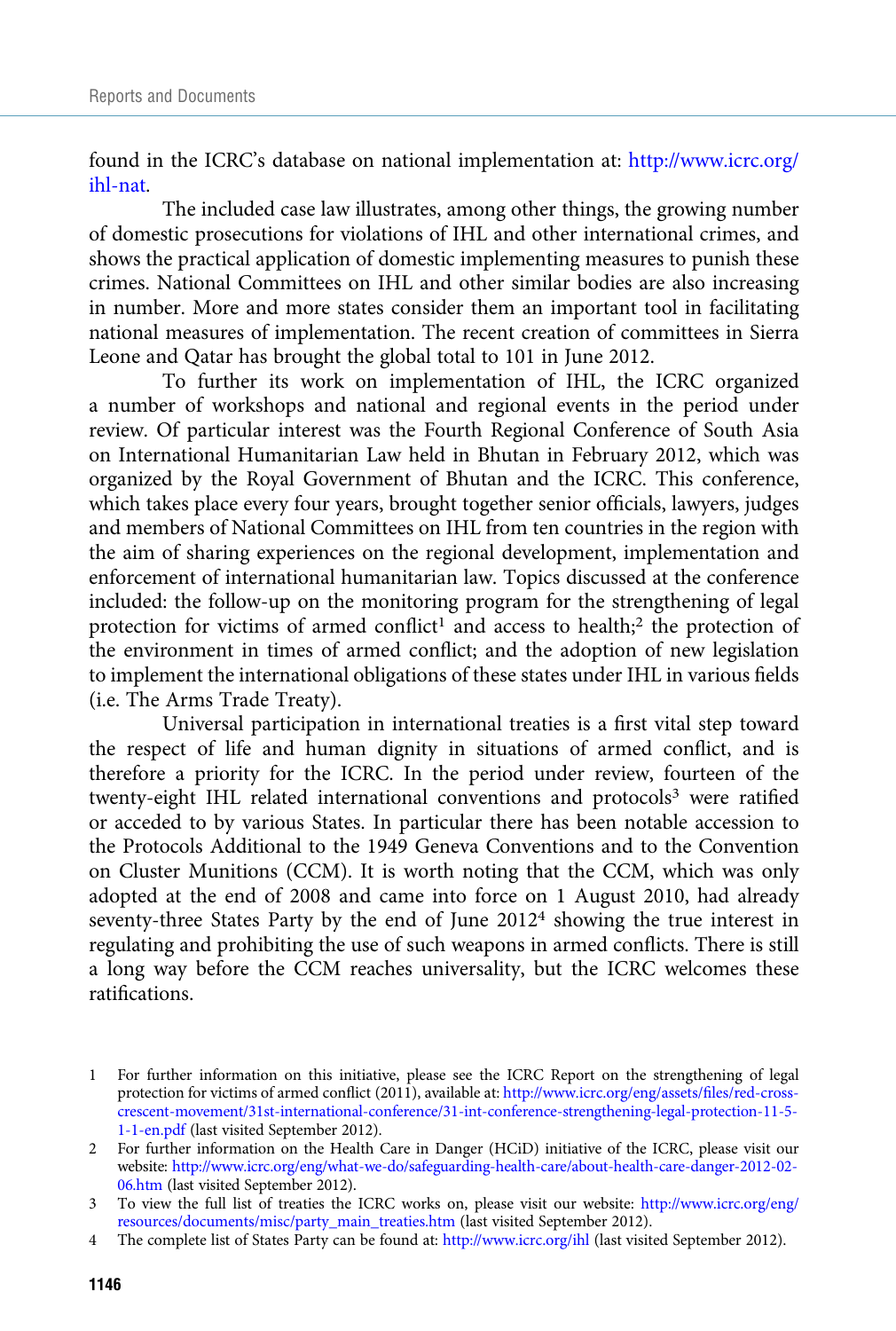found in the ICRC's database on national implementation at: http://www.icrc.org/ihl-nat.

The included case law illustrates, among other things, the growing number of domestic prosecutions for violations of IHL and other international crimes, and shows the practical application of domestic implementing measures to punish these crimes. National Committees on IHL and other similar bodies are also increasing in number. More and more states consider them an important tool in facilitating national measures of implementation. The recent creation of committees in Sierra Leone and Qatar has brought the global total to 101 in June 2012.

To further its work on implementation of IHL, the ICRC organized a number of workshops and national and regional events in the period under review. Of particular interest was the Fourth Regional Conference of South Asia on International Humanitarian Law held in Bhutan in February 2012, which was organized by the Royal Government of Bhutan and the ICRC. This conference, which takes place every four years, brought together senior officials, lawyers, judges and members of National Committees on IHL from ten countries in the region with the aim of sharing experiences on the regional development, implementation and enforcement of international humanitarian law. Topics discussed at the conference included: the follow-up on the monitoring program for the strengthening of legal protection for victims of armed conflict[1] and access to health;[2] the protection of the environment in times of armed conflict; and the adoption of new legislation to implement the international obligations of these states under IHL in various fields (i.e. The Arms Trade Treaty).

Universal participation in international treaties is a first vital step toward the respect of life and human dignity in situations of armed conflict, and is therefore a priority for the ICRC. In the period under review, fourteen of the twenty-eight IHL related international conventions and protocols[3] were ratified or acceded to by various States. In particular there has been notable accession to the Protocols Additional to the 1949 Geneva Conventions and to the Convention on Cluster Munitions (CCM). It is worth noting that the CCM, which was only adopted at the end of 2008 and came into force on 1 August 2010, had already seventy-three States Party by the end of June 2012[4] showing the true interest in regulating and prohibiting the use of such weapons in armed conflicts. There is still a long way before the CCM reaches universality, but the ICRC welcomes these ratifications.

1 For further information on this initiative, please see the ICRC Report on the strengthening of legal protection for victims of armed conflict (2011), available at: http://www.icrc.org/eng/assets/files/red-cross-crescent-movement/31st-international-conference/31-int-conference-strengthening-legal-protection-11-5-1-1-en.pdf (last visited September 2012).

2 For further information on the Health Care in Danger (HCiD) initiative of the ICRC, please visit our website: http://www.icrc.org/eng/what-we-do/safeguarding-health-care/about-health-care-danger-2012-02-06.htm (last visited September 2012).

3 To view the full list of treaties the ICRC works on, please visit our website: http://www.icrc.org/eng/resources/documents/misc/party_main_treaties.htm (last visited September 2012).

4 The complete list of States Party can be found at: http://www.icrc.org/ihl (last visited September 2012).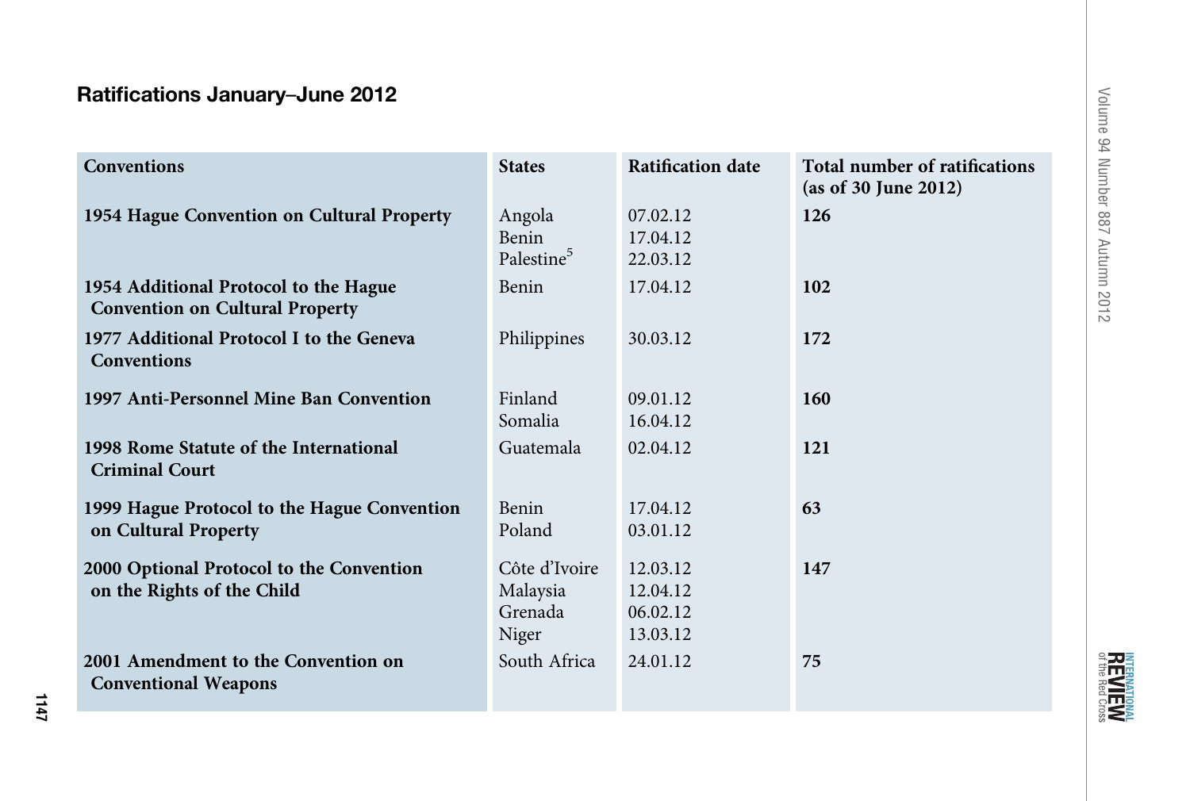## Ratifications January–June 2012

| Conventions | States | Ratification date | Total number of ratifications (as of 30 June 2012) |
|---|---|---|---|
| **1954 Hague Convention on Cultural Property** | Angola<br>Benin<br>Palestine[5] | 07.02.12<br>17.04.12<br>22.03.12 | **126** |
| **1954 Additional Protocol to the Hague Convention on Cultural Property** | Benin | 17.04.12 | **102** |
| **1977 Additional Protocol I to the Geneva Conventions** | Philippines | 30.03.12 | **172** |
| **1997 Anti-Personnel Mine Ban Convention** | Finland<br>Somalia | 09.01.12<br>16.04.12 | **160** |
| **1998 Rome Statute of the International Criminal Court** | Guatemala | 02.04.12 | **121** |
| **1999 Hague Protocol to the Hague Convention on Cultural Property** | Benin<br>Poland | 17.04.12<br>03.01.12 | **63** |
| **2000 Optional Protocol to the Convention on the Rights of the Child** | Côte d'Ivoire<br>Malaysia<br>Grenada<br>Niger | 12.03.12<br>12.04.12<br>06.02.12<br>13.03.12 | **147** |
| **2001 Amendment to the Convention on Conventional Weapons** | South Africa | 24.01.12 | **75** |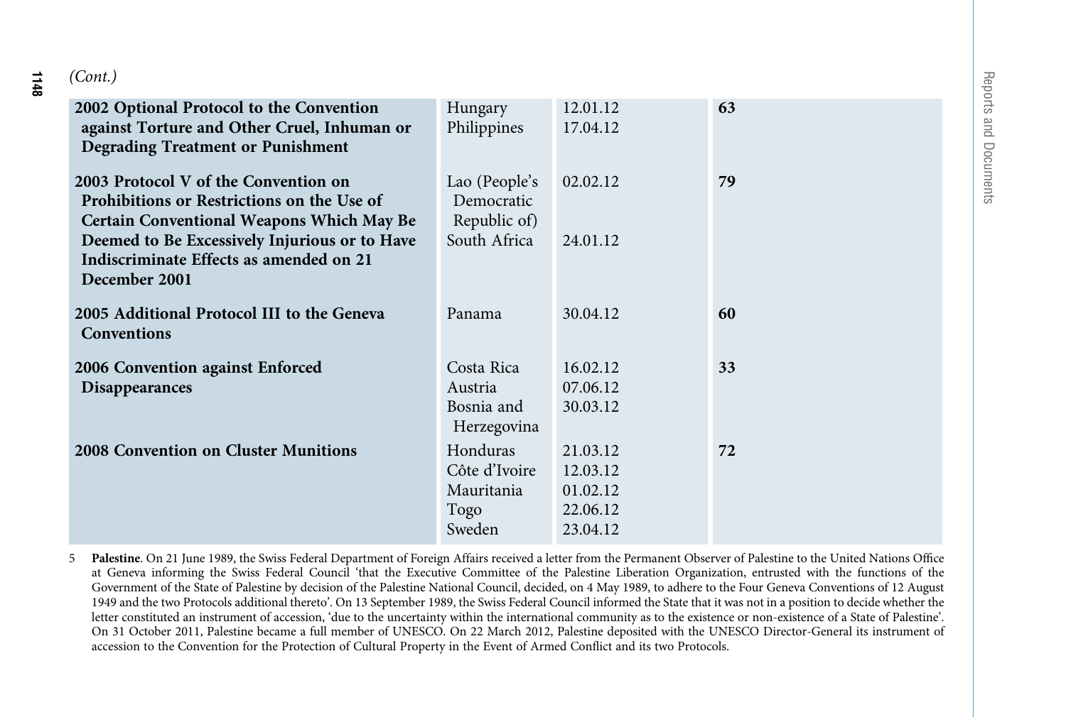*(Cont.)*

| | | | |
|---|---|---|---|
| **2002 Optional Protocol to the Convention against Torture and Other Cruel, Inhuman or Degrading Treatment or Punishment** | Hungary<br>Philippines | 12.01.12<br>17.04.12 | **63** |
| **2003 Protocol V of the Convention on Prohibitions or Restrictions on the Use of Certain Conventional Weapons Which May Be Deemed to Be Excessively Injurious or to Have Indiscriminate Effects as amended on 21 December 2001** | Lao (People's Democratic Republic of)<br>South Africa | 02.02.12<br>24.01.12 | **79** |
| **2005 Additional Protocol III to the Geneva Conventions** | Panama | 30.04.12 | **60** |
| **2006 Convention against Enforced Disappearances** | Costa Rica<br>Austria<br>Bosnia and Herzegovina | 16.02.12<br>07.06.12<br>30.03.12 | **33** |
| **2008 Convention on Cluster Munitions** | Honduras<br>Côte d'Ivoire<br>Mauritania<br>Togo<br>Sweden | 21.03.12<br>12.03.12<br>01.02.12<br>22.06.12<br>23.04.12 | **72** |

5 **Palestine**. On 21 June 1989, the Swiss Federal Department of Foreign Affairs received a letter from the Permanent Observer of Palestine to the United Nations Office at Geneva informing the Swiss Federal Council 'that the Executive Committee of the Palestine Liberation Organization, entrusted with the functions of the Government of the State of Palestine by decision of the Palestine National Council, decided, on 4 May 1989, to adhere to the Four Geneva Conventions of 12 August 1949 and the two Protocols additional thereto'. On 13 September 1989, the Swiss Federal Council informed the State that it was not in a position to decide whether the letter constituted an instrument of accession, 'due to the uncertainty within the international community as to the existence or non-existence of a State of Palestine'. On 31 October 2011, Palestine became a full member of UNESCO. On 22 March 2012, Palestine deposited with the UNESCO Director-General its instrument of accession to the Convention for the Protection of Cultural Property in the Event of Armed Conflict and its two Protocols.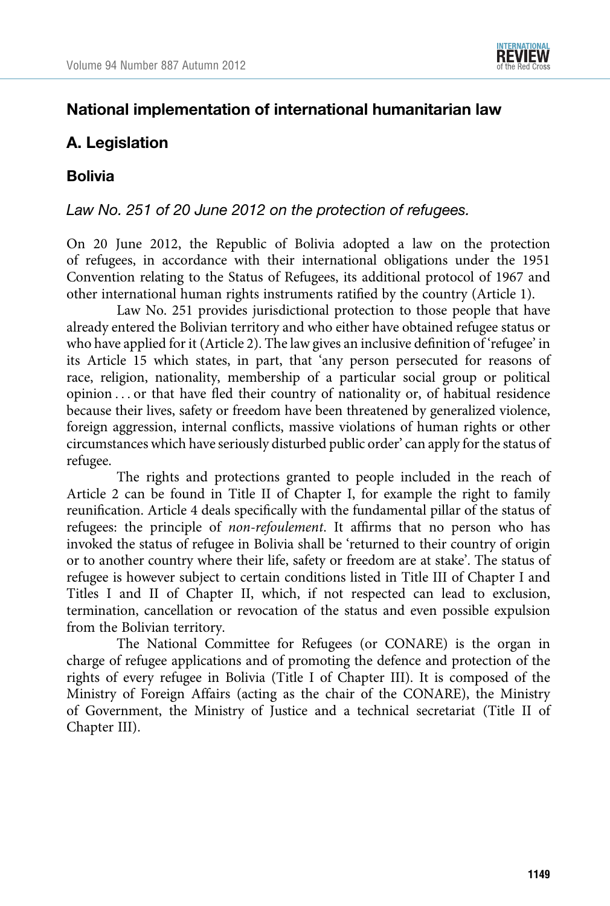## National implementation of international humanitarian law

### A. Legislation

#### Bolivia

*Law No. 251 of 20 June 2012 on the protection of refugees.*

On 20 June 2012, the Republic of Bolivia adopted a law on the protection of refugees, in accordance with their international obligations under the 1951 Convention relating to the Status of Refugees, its additional protocol of 1967 and other international human rights instruments ratified by the country (Article 1).

Law No. 251 provides jurisdictional protection to those people that have already entered the Bolivian territory and who either have obtained refugee status or who have applied for it (Article 2). The law gives an inclusive definition of 'refugee' in its Article 15 which states, in part, that 'any person persecuted for reasons of race, religion, nationality, membership of a particular social group or political opinion … or that have fled their country of nationality or, of habitual residence because their lives, safety or freedom have been threatened by generalized violence, foreign aggression, internal conflicts, massive violations of human rights or other circumstances which have seriously disturbed public order' can apply for the status of refugee.

The rights and protections granted to people included in the reach of Article 2 can be found in Title II of Chapter I, for example the right to family reunification. Article 4 deals specifically with the fundamental pillar of the status of refugees: the principle of *non-refoulement*. It affirms that no person who has invoked the status of refugee in Bolivia shall be 'returned to their country of origin or to another country where their life, safety or freedom are at stake'. The status of refugee is however subject to certain conditions listed in Title III of Chapter I and Titles I and II of Chapter II, which, if not respected can lead to exclusion, termination, cancellation or revocation of the status and even possible expulsion from the Bolivian territory.

The National Committee for Refugees (or CONARE) is the organ in charge of refugee applications and of promoting the defence and protection of the rights of every refugee in Bolivia (Title I of Chapter III). It is composed of the Ministry of Foreign Affairs (acting as the chair of the CONARE), the Ministry of Government, the Ministry of Justice and a technical secretariat (Title II of Chapter III).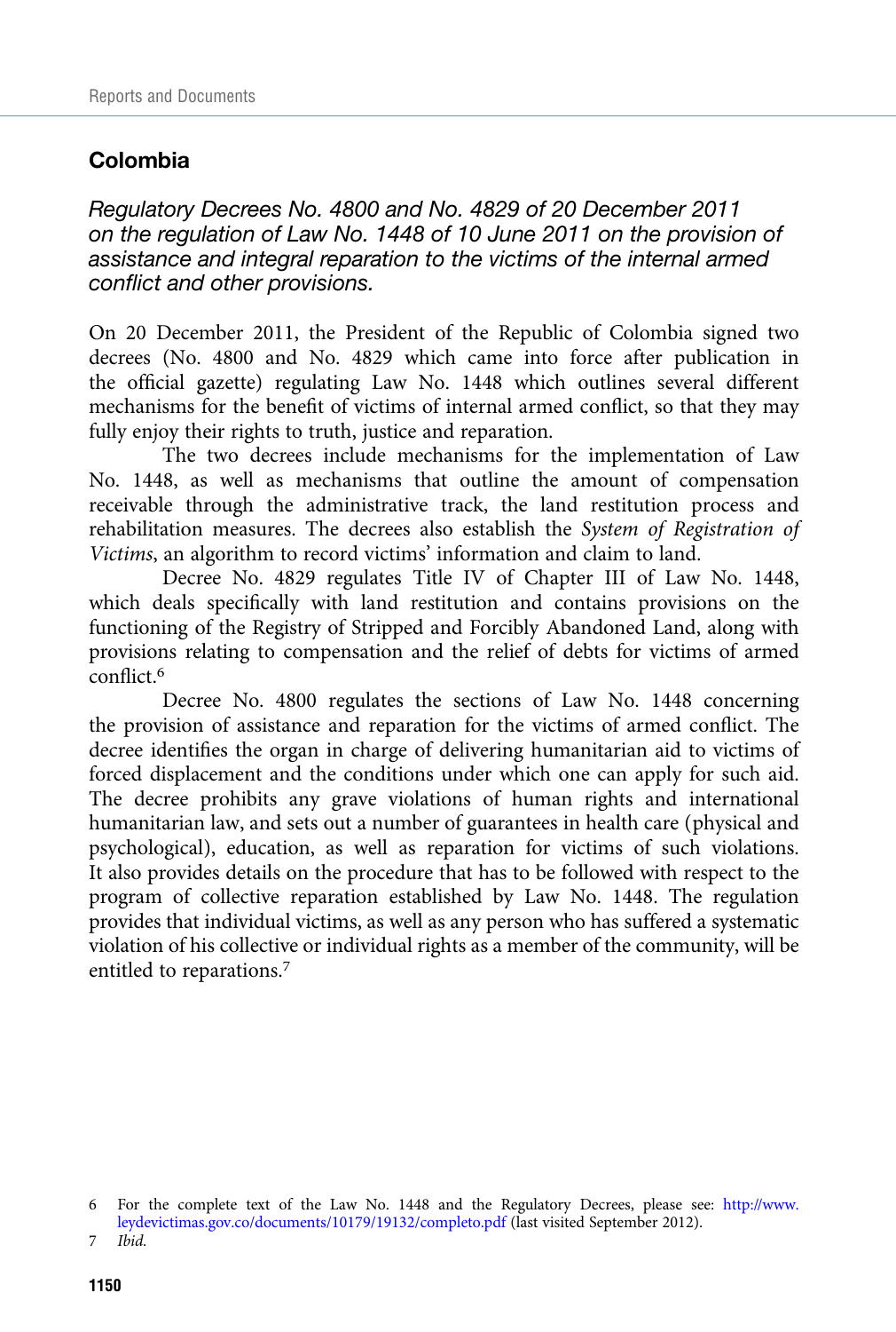## Colombia

*Regulatory Decrees No. 4800 and No. 4829 of 20 December 2011 on the regulation of Law No. 1448 of 10 June 2011 on the provision of assistance and integral reparation to the victims of the internal armed conflict and other provisions.*

On 20 December 2011, the President of the Republic of Colombia signed two decrees (No. 4800 and No. 4829 which came into force after publication in the official gazette) regulating Law No. 1448 which outlines several different mechanisms for the benefit of victims of internal armed conflict, so that they may fully enjoy their rights to truth, justice and reparation.

The two decrees include mechanisms for the implementation of Law No. 1448, as well as mechanisms that outline the amount of compensation receivable through the administrative track, the land restitution process and rehabilitation measures. The decrees also establish the *System of Registration of Victims*, an algorithm to record victims' information and claim to land.

Decree No. 4829 regulates Title IV of Chapter III of Law No. 1448, which deals specifically with land restitution and contains provisions on the functioning of the Registry of Stripped and Forcibly Abandoned Land, along with provisions relating to compensation and the relief of debts for victims of armed conflict.[6]

Decree No. 4800 regulates the sections of Law No. 1448 concerning the provision of assistance and reparation for the victims of armed conflict. The decree identifies the organ in charge of delivering humanitarian aid to victims of forced displacement and the conditions under which one can apply for such aid. The decree prohibits any grave violations of human rights and international humanitarian law, and sets out a number of guarantees in health care (physical and psychological), education, as well as reparation for victims of such violations. It also provides details on the procedure that has to be followed with respect to the program of collective reparation established by Law No. 1448. The regulation provides that individual victims, as well as any person who has suffered a systematic violation of his collective or individual rights as a member of the community, will be entitled to reparations.[7]

---

6 For the complete text of the Law No. 1448 and the Regulatory Decrees, please see: http://www.leydevictimas.gov.co/documents/10179/19132/completo.pdf (last visited September 2012).

7 *Ibid.*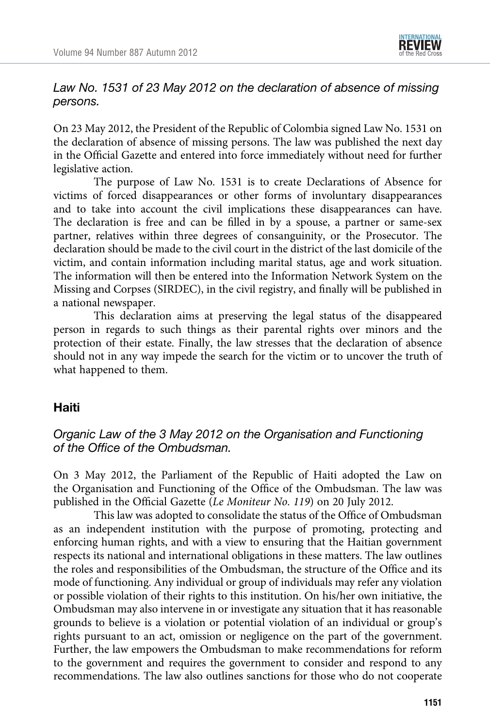*Law No. 1531 of 23 May 2012 on the declaration of absence of missing persons.*

On 23 May 2012, the President of the Republic of Colombia signed Law No. 1531 on the declaration of absence of missing persons. The law was published the next day in the Official Gazette and entered into force immediately without need for further legislative action.

The purpose of Law No. 1531 is to create Declarations of Absence for victims of forced disappearances or other forms of involuntary disappearances and to take into account the civil implications these disappearances can have. The declaration is free and can be filled in by a spouse, a partner or same-sex partner, relatives within three degrees of consanguinity, or the Prosecutor. The declaration should be made to the civil court in the district of the last domicile of the victim, and contain information including marital status, age and work situation. The information will then be entered into the Information Network System on the Missing and Corpses (SIRDEC), in the civil registry, and finally will be published in a national newspaper.

This declaration aims at preserving the legal status of the disappeared person in regards to such things as their parental rights over minors and the protection of their estate. Finally, the law stresses that the declaration of absence should not in any way impede the search for the victim or to uncover the truth of what happened to them.

## Haiti

*Organic Law of the 3 May 2012 on the Organisation and Functioning of the Office of the Ombudsman.*

On 3 May 2012, the Parliament of the Republic of Haiti adopted the Law on the Organisation and Functioning of the Office of the Ombudsman. The law was published in the Official Gazette (*Le Moniteur No. 119*) on 20 July 2012.

This law was adopted to consolidate the status of the Office of Ombudsman as an independent institution with the purpose of promoting, protecting and enforcing human rights, and with a view to ensuring that the Haitian government respects its national and international obligations in these matters. The law outlines the roles and responsibilities of the Ombudsman, the structure of the Office and its mode of functioning. Any individual or group of individuals may refer any violation or possible violation of their rights to this institution. On his/her own initiative, the Ombudsman may also intervene in or investigate any situation that it has reasonable grounds to believe is a violation or potential violation of an individual or group's rights pursuant to an act, omission or negligence on the part of the government. Further, the law empowers the Ombudsman to make recommendations for reform to the government and requires the government to consider and respond to any recommendations. The law also outlines sanctions for those who do not cooperate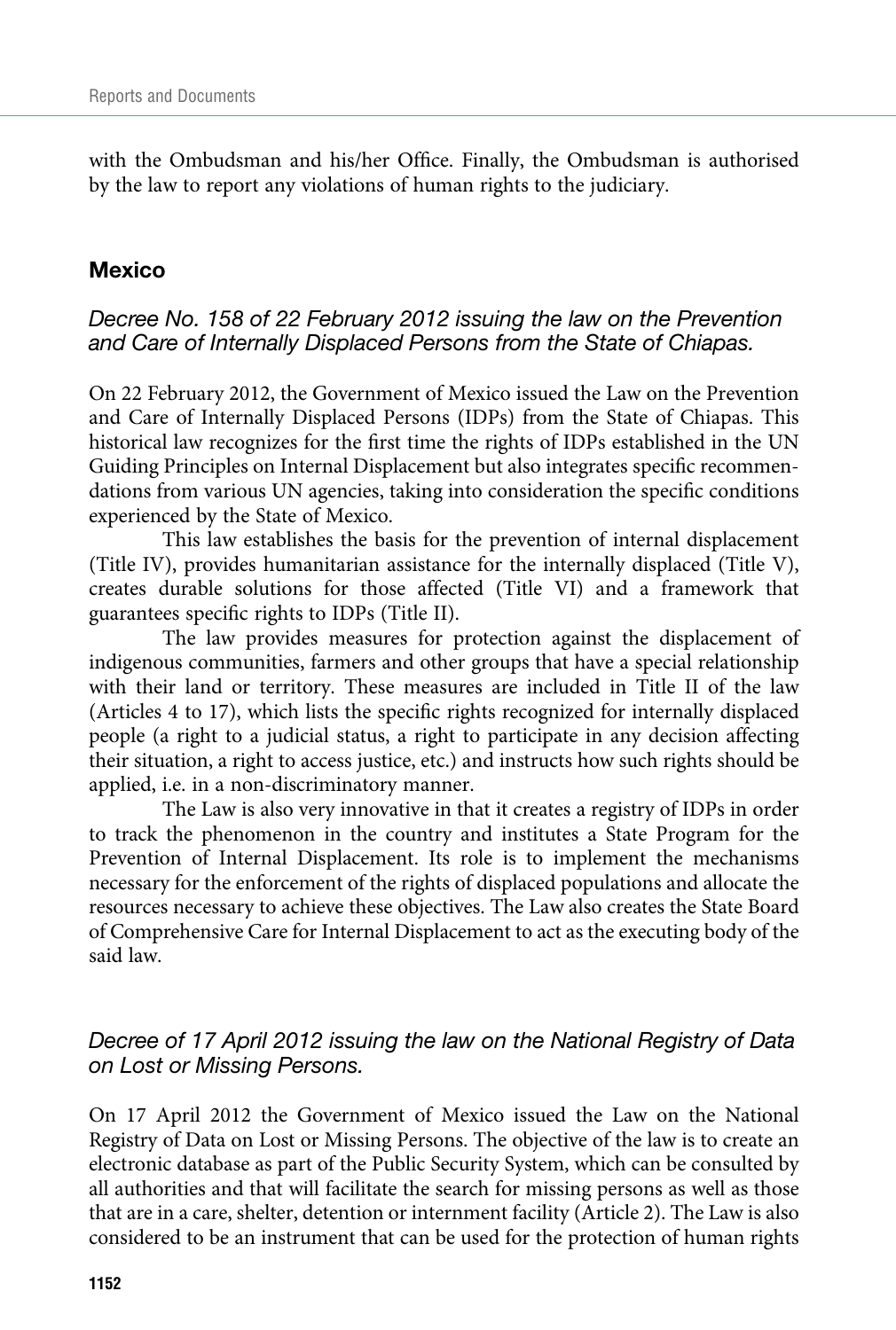with the Ombudsman and his/her Office. Finally, the Ombudsman is authorised by the law to report any violations of human rights to the judiciary.

## Mexico

### *Decree No. 158 of 22 February 2012 issuing the law on the Prevention and Care of Internally Displaced Persons from the State of Chiapas.*

On 22 February 2012, the Government of Mexico issued the Law on the Prevention and Care of Internally Displaced Persons (IDPs) from the State of Chiapas. This historical law recognizes for the first time the rights of IDPs established in the UN Guiding Principles on Internal Displacement but also integrates specific recommendations from various UN agencies, taking into consideration the specific conditions experienced by the State of Mexico.

This law establishes the basis for the prevention of internal displacement (Title IV), provides humanitarian assistance for the internally displaced (Title V), creates durable solutions for those affected (Title VI) and a framework that guarantees specific rights to IDPs (Title II).

The law provides measures for protection against the displacement of indigenous communities, farmers and other groups that have a special relationship with their land or territory. These measures are included in Title II of the law (Articles 4 to 17), which lists the specific rights recognized for internally displaced people (a right to a judicial status, a right to participate in any decision affecting their situation, a right to access justice, etc.) and instructs how such rights should be applied, i.e. in a non-discriminatory manner.

The Law is also very innovative in that it creates a registry of IDPs in order to track the phenomenon in the country and institutes a State Program for the Prevention of Internal Displacement. Its role is to implement the mechanisms necessary for the enforcement of the rights of displaced populations and allocate the resources necessary to achieve these objectives. The Law also creates the State Board of Comprehensive Care for Internal Displacement to act as the executing body of the said law.

### *Decree of 17 April 2012 issuing the law on the National Registry of Data on Lost or Missing Persons.*

On 17 April 2012 the Government of Mexico issued the Law on the National Registry of Data on Lost or Missing Persons. The objective of the law is to create an electronic database as part of the Public Security System, which can be consulted by all authorities and that will facilitate the search for missing persons as well as those that are in a care, shelter, detention or internment facility (Article 2). The Law is also considered to be an instrument that can be used for the protection of human rights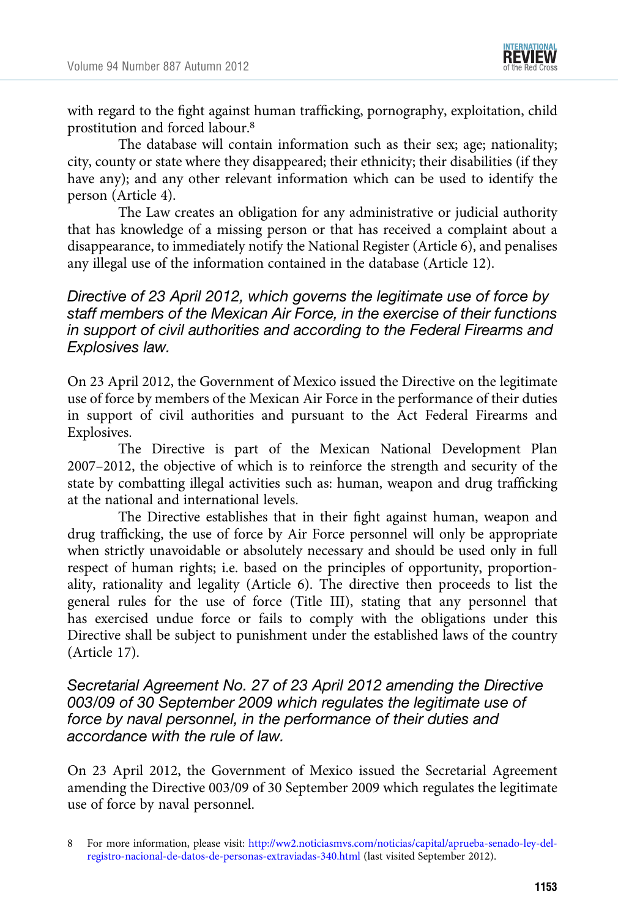with regard to the fight against human trafficking, pornography, exploitation, child prostitution and forced labour.[8]

The database will contain information such as their sex; age; nationality; city, county or state where they disappeared; their ethnicity; their disabilities (if they have any); and any other relevant information which can be used to identify the person (Article 4).

The Law creates an obligation for any administrative or judicial authority that has knowledge of a missing person or that has received a complaint about a disappearance, to immediately notify the National Register (Article 6), and penalises any illegal use of the information contained in the database (Article 12).

### *Directive of 23 April 2012, which governs the legitimate use of force by staff members of the Mexican Air Force, in the exercise of their functions in support of civil authorities and according to the Federal Firearms and Explosives law.*

On 23 April 2012, the Government of Mexico issued the Directive on the legitimate use of force by members of the Mexican Air Force in the performance of their duties in support of civil authorities and pursuant to the Act Federal Firearms and Explosives.

The Directive is part of the Mexican National Development Plan 2007–2012, the objective of which is to reinforce the strength and security of the state by combatting illegal activities such as: human, weapon and drug trafficking at the national and international levels.

The Directive establishes that in their fight against human, weapon and drug trafficking, the use of force by Air Force personnel will only be appropriate when strictly unavoidable or absolutely necessary and should be used only in full respect of human rights; i.e. based on the principles of opportunity, proportionality, rationality and legality (Article 6). The directive then proceeds to list the general rules for the use of force (Title III), stating that any personnel that has exercised undue force or fails to comply with the obligations under this Directive shall be subject to punishment under the established laws of the country (Article 17).

### *Secretarial Agreement No. 27 of 23 April 2012 amending the Directive 003/09 of 30 September 2009 which regulates the legitimate use of force by naval personnel, in the performance of their duties and accordance with the rule of law.*

On 23 April 2012, the Government of Mexico issued the Secretarial Agreement amending the Directive 003/09 of 30 September 2009 which regulates the legitimate use of force by naval personnel.

---

8 For more information, please visit: http://ww2.noticiasmvs.com/noticias/capital/aprueba-senado-ley-del-registro-nacional-de-datos-de-personas-extraviadas-340.html (last visited September 2012).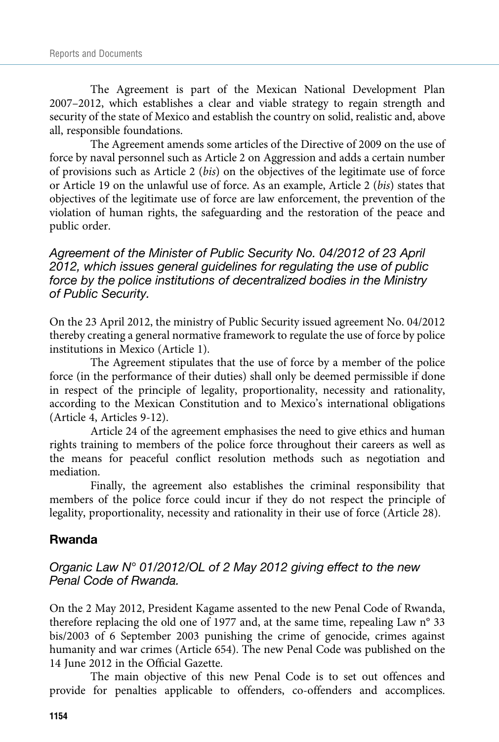The Agreement is part of the Mexican National Development Plan 2007–2012, which establishes a clear and viable strategy to regain strength and security of the state of Mexico and establish the country on solid, realistic and, above all, responsible foundations.

The Agreement amends some articles of the Directive of 2009 on the use of force by naval personnel such as Article 2 on Aggression and adds a certain number of provisions such as Article 2 (*bis*) on the objectives of the legitimate use of force or Article 19 on the unlawful use of force. As an example, Article 2 (*bis*) states that objectives of the legitimate use of force are law enforcement, the prevention of the violation of human rights, the safeguarding and the restoration of the peace and public order.

### *Agreement of the Minister of Public Security No. 04/2012 of 23 April 2012, which issues general guidelines for regulating the use of public force by the police institutions of decentralized bodies in the Ministry of Public Security.*

On the 23 April 2012, the ministry of Public Security issued agreement No. 04/2012 thereby creating a general normative framework to regulate the use of force by police institutions in Mexico (Article 1).

The Agreement stipulates that the use of force by a member of the police force (in the performance of their duties) shall only be deemed permissible if done in respect of the principle of legality, proportionality, necessity and rationality, according to the Mexican Constitution and to Mexico's international obligations (Article 4, Articles 9-12).

Article 24 of the agreement emphasises the need to give ethics and human rights training to members of the police force throughout their careers as well as the means for peaceful conflict resolution methods such as negotiation and mediation.

Finally, the agreement also establishes the criminal responsibility that members of the police force could incur if they do not respect the principle of legality, proportionality, necessity and rationality in their use of force (Article 28).

## Rwanda

### *Organic Law N° 01/2012/OL of 2 May 2012 giving effect to the new Penal Code of Rwanda.*

On the 2 May 2012, President Kagame assented to the new Penal Code of Rwanda, therefore replacing the old one of 1977 and, at the same time, repealing Law n° 33 bis/2003 of 6 September 2003 punishing the crime of genocide, crimes against humanity and war crimes (Article 654). The new Penal Code was published on the 14 June 2012 in the Official Gazette.

The main objective of this new Penal Code is to set out offences and provide for penalties applicable to offenders, co-offenders and accomplices.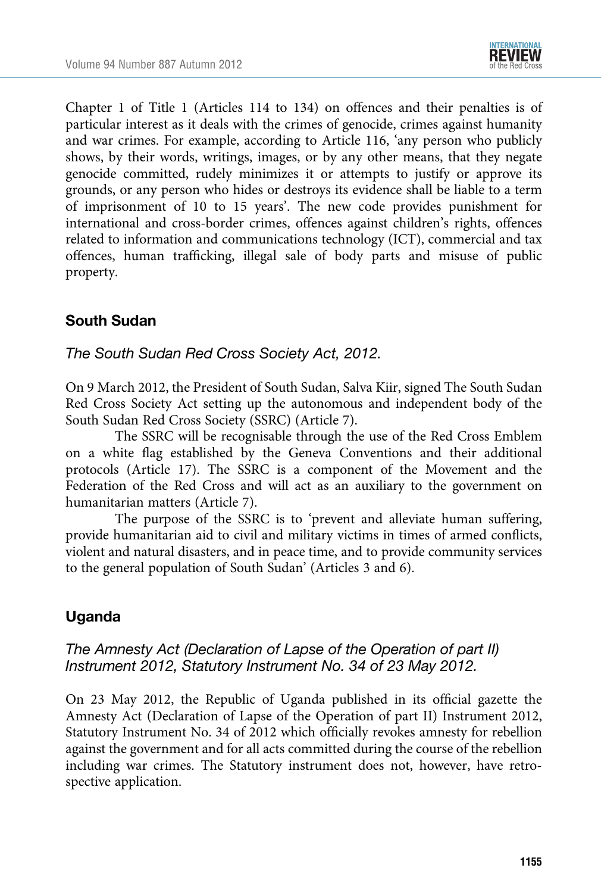Chapter 1 of Title 1 (Articles 114 to 134) on offences and their penalties is of particular interest as it deals with the crimes of genocide, crimes against humanity and war crimes. For example, according to Article 116, 'any person who publicly shows, by their words, writings, images, or by any other means, that they negate genocide committed, rudely minimizes it or attempts to justify or approve its grounds, or any person who hides or destroys its evidence shall be liable to a term of imprisonment of 10 to 15 years'. The new code provides punishment for international and cross-border crimes, offences against children's rights, offences related to information and communications technology (ICT), commercial and tax offences, human trafficking, illegal sale of body parts and misuse of public property.

## South Sudan

### *The South Sudan Red Cross Society Act, 2012.*

On 9 March 2012, the President of South Sudan, Salva Kiir, signed The South Sudan Red Cross Society Act setting up the autonomous and independent body of the South Sudan Red Cross Society (SSRC) (Article 7).

The SSRC will be recognisable through the use of the Red Cross Emblem on a white flag established by the Geneva Conventions and their additional protocols (Article 17). The SSRC is a component of the Movement and the Federation of the Red Cross and will act as an auxiliary to the government on humanitarian matters (Article 7).

The purpose of the SSRC is to 'prevent and alleviate human suffering, provide humanitarian aid to civil and military victims in times of armed conflicts, violent and natural disasters, and in peace time, and to provide community services to the general population of South Sudan' (Articles 3 and 6).

## Uganda

### *The Amnesty Act (Declaration of Lapse of the Operation of part II) Instrument 2012, Statutory Instrument No. 34 of 23 May 2012.*

On 23 May 2012, the Republic of Uganda published in its official gazette the Amnesty Act (Declaration of Lapse of the Operation of part II) Instrument 2012, Statutory Instrument No. 34 of 2012 which officially revokes amnesty for rebellion against the government and for all acts committed during the course of the rebellion including war crimes. The Statutory instrument does not, however, have retrospective application.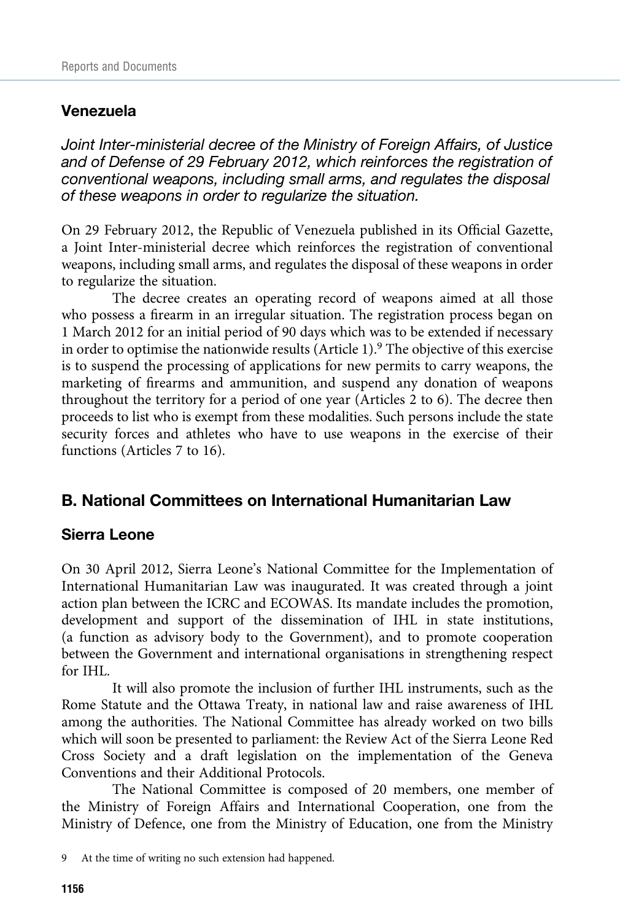### Venezuela

*Joint Inter-ministerial decree of the Ministry of Foreign Affairs, of Justice and of Defense of 29 February 2012, which reinforces the registration of conventional weapons, including small arms, and regulates the disposal of these weapons in order to regularize the situation.*

On 29 February 2012, the Republic of Venezuela published in its Official Gazette, a Joint Inter-ministerial decree which reinforces the registration of conventional weapons, including small arms, and regulates the disposal of these weapons in order to regularize the situation.

The decree creates an operating record of weapons aimed at all those who possess a firearm in an irregular situation. The registration process began on 1 March 2012 for an initial period of 90 days which was to be extended if necessary in order to optimise the nationwide results (Article 1).[9] The objective of this exercise is to suspend the processing of applications for new permits to carry weapons, the marketing of firearms and ammunition, and suspend any donation of weapons throughout the territory for a period of one year (Articles 2 to 6). The decree then proceeds to list who is exempt from these modalities. Such persons include the state security forces and athletes who have to use weapons in the exercise of their functions (Articles 7 to 16).

## B. National Committees on International Humanitarian Law

### Sierra Leone

On 30 April 2012, Sierra Leone's National Committee for the Implementation of International Humanitarian Law was inaugurated. It was created through a joint action plan between the ICRC and ECOWAS. Its mandate includes the promotion, development and support of the dissemination of IHL in state institutions, (a function as advisory body to the Government), and to promote cooperation between the Government and international organisations in strengthening respect for IHL.

It will also promote the inclusion of further IHL instruments, such as the Rome Statute and the Ottawa Treaty, in national law and raise awareness of IHL among the authorities. The National Committee has already worked on two bills which will soon be presented to parliament: the Review Act of the Sierra Leone Red Cross Society and a draft legislation on the implementation of the Geneva Conventions and their Additional Protocols.

The National Committee is composed of 20 members, one member of the Ministry of Foreign Affairs and International Cooperation, one from the Ministry of Defence, one from the Ministry of Education, one from the Ministry

9 At the time of writing no such extension had happened.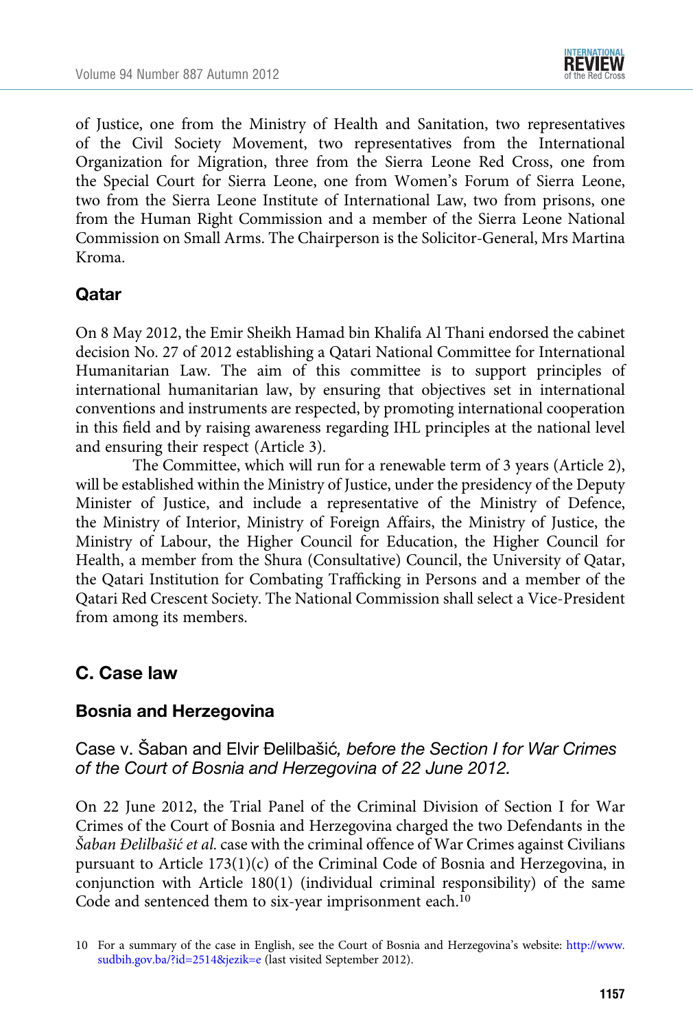of Justice, one from the Ministry of Health and Sanitation, two representatives of the Civil Society Movement, two representatives from the International Organization for Migration, three from the Sierra Leone Red Cross, one from the Special Court for Sierra Leone, one from Women's Forum of Sierra Leone, two from the Sierra Leone Institute of International Law, two from prisons, one from the Human Right Commission and a member of the Sierra Leone National Commission on Small Arms. The Chairperson is the Solicitor-General, Mrs Martina Kroma.

### Qatar

On 8 May 2012, the Emir Sheikh Hamad bin Khalifa Al Thani endorsed the cabinet decision No. 27 of 2012 establishing a Qatari National Committee for International Humanitarian Law. The aim of this committee is to support principles of international humanitarian law, by ensuring that objectives set in international conventions and instruments are respected, by promoting international cooperation in this field and by raising awareness regarding IHL principles at the national level and ensuring their respect (Article 3).

The Committee, which will run for a renewable term of 3 years (Article 2), will be established within the Ministry of Justice, under the presidency of the Deputy Minister of Justice, and include a representative of the Ministry of Defence, the Ministry of Interior, Ministry of Foreign Affairs, the Ministry of Justice, the Ministry of Labour, the Higher Council for Education, the Higher Council for Health, a member from the Shura (Consultative) Council, the University of Qatar, the Qatari Institution for Combating Trafficking in Persons and a member of the Qatari Red Crescent Society. The National Commission shall select a Vice-President from among its members.

## C. Case law

### Bosnia and Herzegovina

#### Case v. Šaban and Elvir Đelilbašić, *before the Section I for War Crimes of the Court of Bosnia and Herzegovina of 22 June 2012.*

On 22 June 2012, the Trial Panel of the Criminal Division of Section I for War Crimes of the Court of Bosnia and Herzegovina charged the two Defendants in the *Šaban Đelilbašić et al.* case with the criminal offence of War Crimes against Civilians pursuant to Article 173(1)(c) of the Criminal Code of Bosnia and Herzegovina, in conjunction with Article 180(1) (individual criminal responsibility) of the same Code and sentenced them to six-year imprisonment each.[10]

10 For a summary of the case in English, see the Court of Bosnia and Herzegovina's website: http://www.sudbih.gov.ba/?id=2514&jezik=e (last visited September 2012).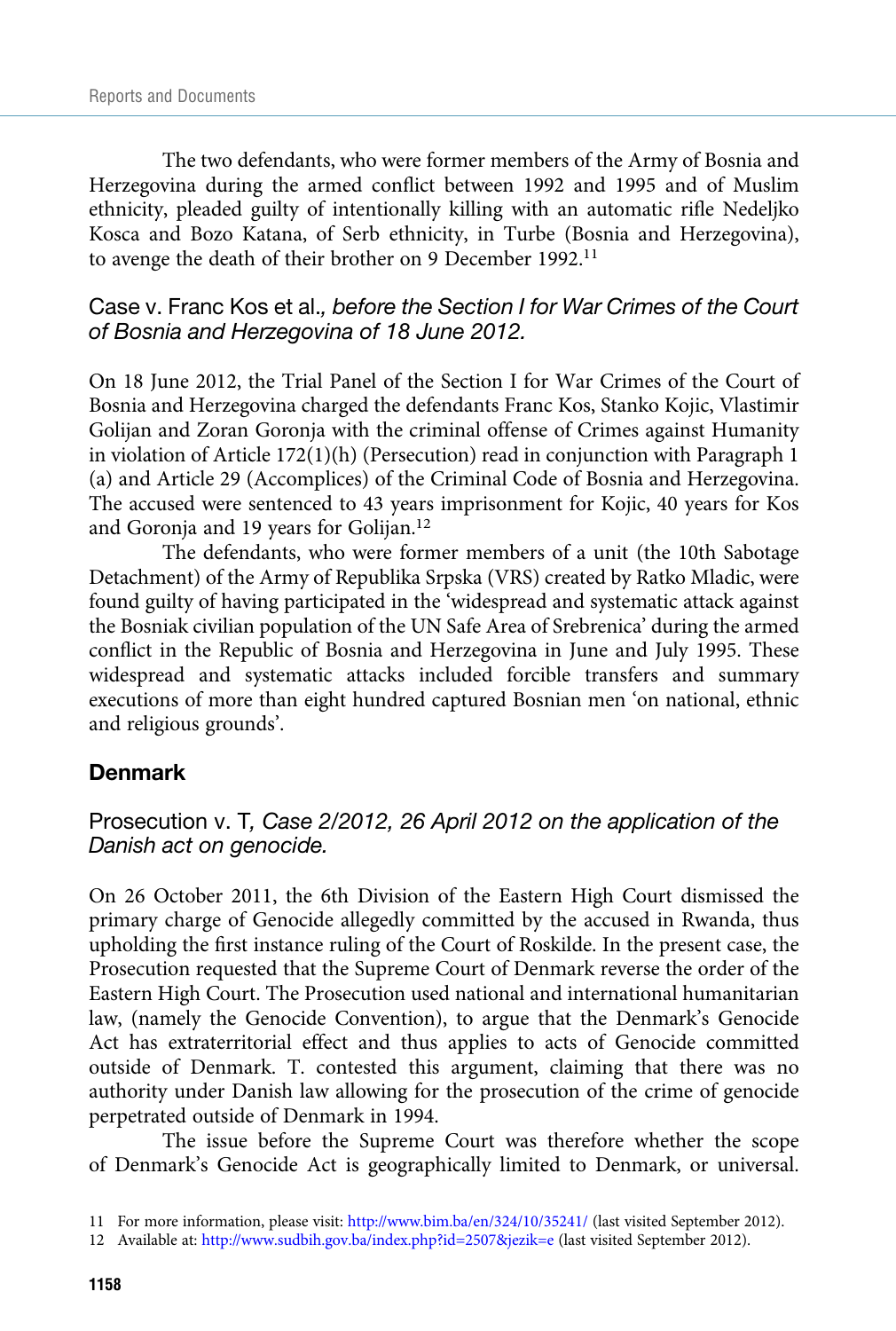The two defendants, who were former members of the Army of Bosnia and Herzegovina during the armed conflict between 1992 and 1995 and of Muslim ethnicity, pleaded guilty of intentionally killing with an automatic rifle Nedeljko Kosca and Bozo Katana, of Serb ethnicity, in Turbe (Bosnia and Herzegovina), to avenge the death of their brother on 9 December 1992.[11]

### Case v. Franc Kos et al., *before the Section I for War Crimes of the Court of Bosnia and Herzegovina of 18 June 2012.*

On 18 June 2012, the Trial Panel of the Section I for War Crimes of the Court of Bosnia and Herzegovina charged the defendants Franc Kos, Stanko Kojic, Vlastimir Golijan and Zoran Goronja with the criminal offense of Crimes against Humanity in violation of Article 172(1)(h) (Persecution) read in conjunction with Paragraph 1 (a) and Article 29 (Accomplices) of the Criminal Code of Bosnia and Herzegovina. The accused were sentenced to 43 years imprisonment for Kojic, 40 years for Kos and Goronja and 19 years for Golijan.[12]

The defendants, who were former members of a unit (the 10th Sabotage Detachment) of the Army of Republika Srpska (VRS) created by Ratko Mladic, were found guilty of having participated in the 'widespread and systematic attack against the Bosniak civilian population of the UN Safe Area of Srebrenica' during the armed conflict in the Republic of Bosnia and Herzegovina in June and July 1995. These widespread and systematic attacks included forcible transfers and summary executions of more than eight hundred captured Bosnian men 'on national, ethnic and religious grounds'.

## Denmark

### Prosecution v. T, *Case 2/2012, 26 April 2012 on the application of the Danish act on genocide.*

On 26 October 2011, the 6th Division of the Eastern High Court dismissed the primary charge of Genocide allegedly committed by the accused in Rwanda, thus upholding the first instance ruling of the Court of Roskilde. In the present case, the Prosecution requested that the Supreme Court of Denmark reverse the order of the Eastern High Court. The Prosecution used national and international humanitarian law, (namely the Genocide Convention), to argue that the Denmark's Genocide Act has extraterritorial effect and thus applies to acts of Genocide committed outside of Denmark. T. contested this argument, claiming that there was no authority under Danish law allowing for the prosecution of the crime of genocide perpetrated outside of Denmark in 1994.

The issue before the Supreme Court was therefore whether the scope of Denmark's Genocide Act is geographically limited to Denmark, or universal.

---

11 For more information, please visit: http://www.bim.ba/en/324/10/35241/ (last visited September 2012).

12 Available at: http://www.sudbih.gov.ba/index.php?id=2507&jezik=e (last visited September 2012).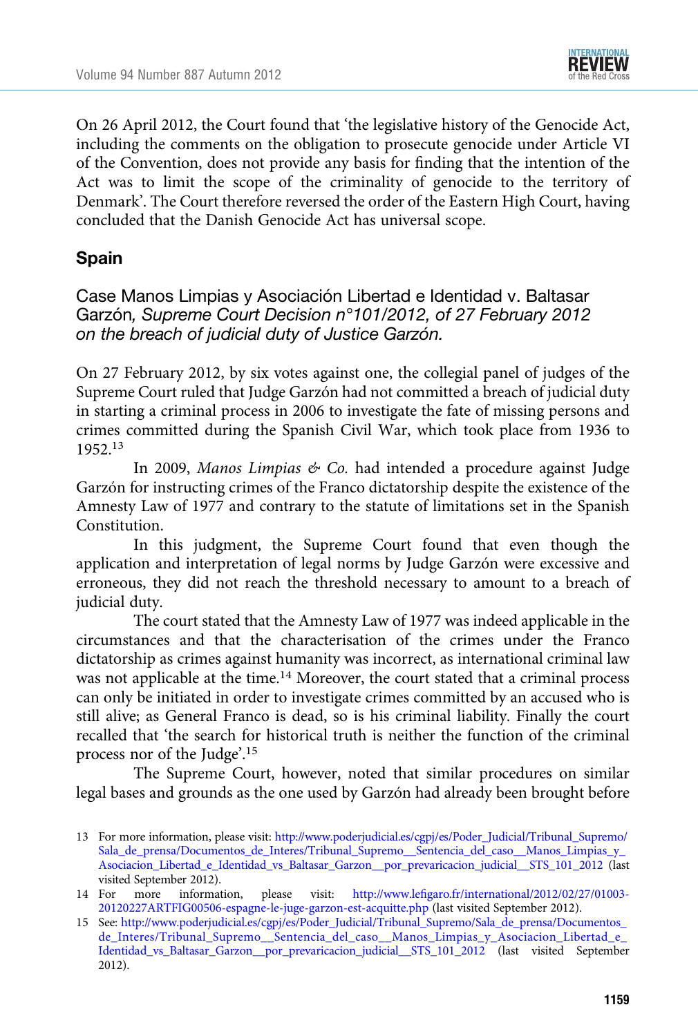On 26 April 2012, the Court found that 'the legislative history of the Genocide Act, including the comments on the obligation to prosecute genocide under Article VI of the Convention, does not provide any basis for finding that the intention of the Act was to limit the scope of the criminality of genocide to the territory of Denmark'. The Court therefore reversed the order of the Eastern High Court, having concluded that the Danish Genocide Act has universal scope.

## Spain

### Case Manos Limpias y Asociación Libertad e Identidad v. Baltasar Garzón, *Supreme Court Decision n°101/2012, of 27 February 2012 on the breach of judicial duty of Justice Garzón.*

On 27 February 2012, by six votes against one, the collegial panel of judges of the Supreme Court ruled that Judge Garzón had not committed a breach of judicial duty in starting a criminal process in 2006 to investigate the fate of missing persons and crimes committed during the Spanish Civil War, which took place from 1936 to 1952.[13]

In 2009, *Manos Limpias & Co.* had intended a procedure against Judge Garzón for instructing crimes of the Franco dictatorship despite the existence of the Amnesty Law of 1977 and contrary to the statute of limitations set in the Spanish Constitution.

In this judgment, the Supreme Court found that even though the application and interpretation of legal norms by Judge Garzón were excessive and erroneous, they did not reach the threshold necessary to amount to a breach of judicial duty.

The court stated that the Amnesty Law of 1977 was indeed applicable in the circumstances and that the characterisation of the crimes under the Franco dictatorship as crimes against humanity was incorrect, as international criminal law was not applicable at the time.[14] Moreover, the court stated that a criminal process can only be initiated in order to investigate crimes committed by an accused who is still alive; as General Franco is dead, so is his criminal liability. Finally the court recalled that 'the search for historical truth is neither the function of the criminal process nor of the Judge'.[15]

The Supreme Court, however, noted that similar procedures on similar legal bases and grounds as the one used by Garzón had already been brought before

---

13 For more information, please visit: http://www.poderjudicial.es/cgpj/es/Poder_Judicial/Tribunal_Supremo/Sala_de_prensa/Documentos_de_Interes/Tribunal_Supremo__Sentencia_del_caso__Manos_Limpias_y_Asociacion_Libertad_e_Identidad_vs_Baltasar_Garzon__por_prevaricacion_judicial__STS_101_2012 (last visited September 2012).

14 For more information, please visit: http://www.lefigaro.fr/international/2012/02/27/01003-20120227ARTFIG00506-espagne-le-juge-garzon-est-acquitte.php (last visited September 2012).

15 See: http://www.poderjudicial.es/cgpj/es/Poder_Judicial/Tribunal_Supremo/Sala_de_prensa/Documentos_de_Interes/Tribunal_Supremo__Sentencia_del_caso__Manos_Limpias_y_Asociacion_Libertad_e_Identidad_vs_Baltasar_Garzon__por_prevaricacion_judicial__STS_101_2012 (last visited September 2012).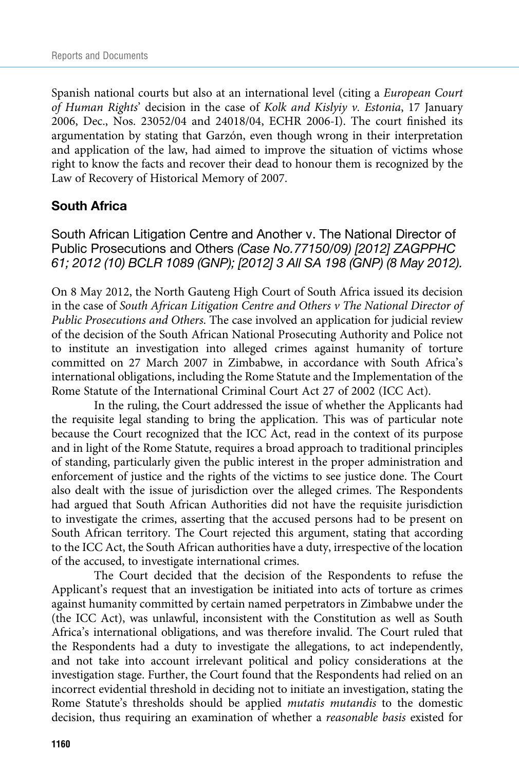Spanish national courts but also at an international level (citing a *European Court of Human Rights*' decision in the case of *Kolk and Kislyiy v. Estonia*, 17 January 2006, Dec., Nos. 23052/04 and 24018/04, ECHR 2006-I). The court finished its argumentation by stating that Garzón, even though wrong in their interpretation and application of the law, had aimed to improve the situation of victims whose right to know the facts and recover their dead to honour them is recognized by the Law of Recovery of Historical Memory of 2007.

## South Africa

### South African Litigation Centre and Another v. The National Director of Public Prosecutions and Others *(Case No.77150/09) [2012] ZAGPPHC 61; 2012 (10) BCLR 1089 (GNP); [2012] 3 All SA 198 (GNP) (8 May 2012).*

On 8 May 2012, the North Gauteng High Court of South Africa issued its decision in the case of *South African Litigation Centre and Others v The National Director of Public Prosecutions and Others*. The case involved an application for judicial review of the decision of the South African National Prosecuting Authority and Police not to institute an investigation into alleged crimes against humanity of torture committed on 27 March 2007 in Zimbabwe, in accordance with South Africa's international obligations, including the Rome Statute and the Implementation of the Rome Statute of the International Criminal Court Act 27 of 2002 (ICC Act).

In the ruling, the Court addressed the issue of whether the Applicants had the requisite legal standing to bring the application. This was of particular note because the Court recognized that the ICC Act, read in the context of its purpose and in light of the Rome Statute, requires a broad approach to traditional principles of standing, particularly given the public interest in the proper administration and enforcement of justice and the rights of the victims to see justice done. The Court also dealt with the issue of jurisdiction over the alleged crimes. The Respondents had argued that South African Authorities did not have the requisite jurisdiction to investigate the crimes, asserting that the accused persons had to be present on South African territory. The Court rejected this argument, stating that according to the ICC Act, the South African authorities have a duty, irrespective of the location of the accused, to investigate international crimes.

The Court decided that the decision of the Respondents to refuse the Applicant's request that an investigation be initiated into acts of torture as crimes against humanity committed by certain named perpetrators in Zimbabwe under the (the ICC Act), was unlawful, inconsistent with the Constitution as well as South Africa's international obligations, and was therefore invalid. The Court ruled that the Respondents had a duty to investigate the allegations, to act independently, and not take into account irrelevant political and policy considerations at the investigation stage. Further, the Court found that the Respondents had relied on an incorrect evidential threshold in deciding not to initiate an investigation, stating the Rome Statute's thresholds should be applied *mutatis mutandis* to the domestic decision, thus requiring an examination of whether a *reasonable basis* existed for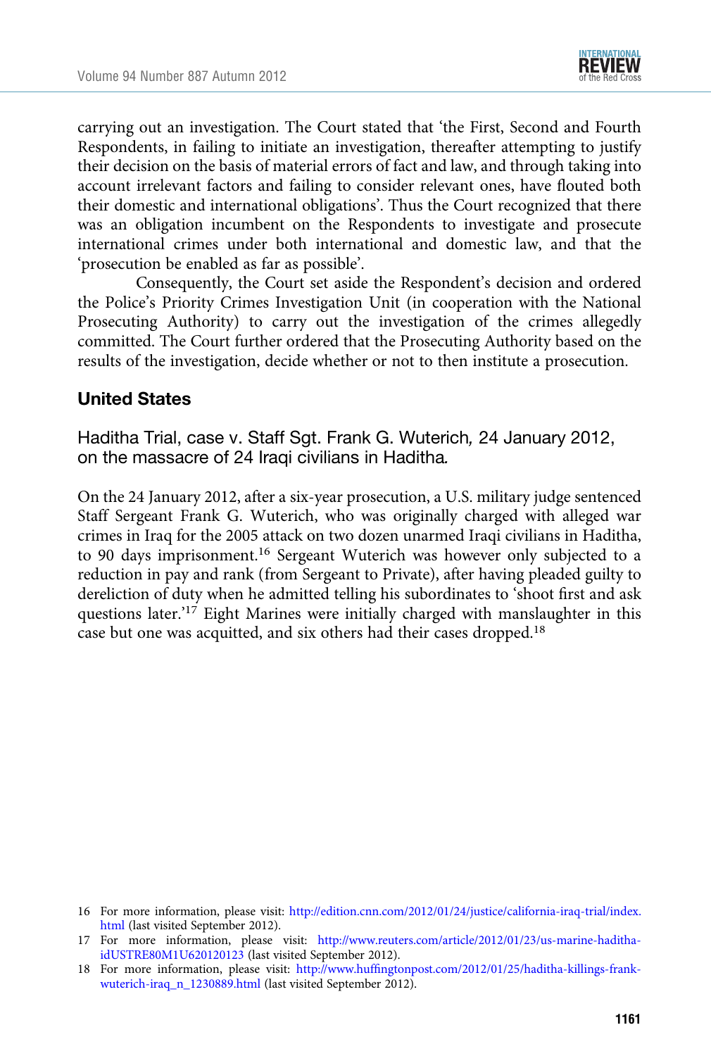carrying out an investigation. The Court stated that 'the First, Second and Fourth Respondents, in failing to initiate an investigation, thereafter attempting to justify their decision on the basis of material errors of fact and law, and through taking into account irrelevant factors and failing to consider relevant ones, have flouted both their domestic and international obligations'. Thus the Court recognized that there was an obligation incumbent on the Respondents to investigate and prosecute international crimes under both international and domestic law, and that the 'prosecution be enabled as far as possible'.

Consequently, the Court set aside the Respondent's decision and ordered the Police's Priority Crimes Investigation Unit (in cooperation with the National Prosecuting Authority) to carry out the investigation of the crimes allegedly committed. The Court further ordered that the Prosecuting Authority based on the results of the investigation, decide whether or not to then institute a prosecution.

## United States

### Haditha Trial, case v. Staff Sgt. Frank G. Wuterich, 24 January 2012, on the massacre of 24 Iraqi civilians in Haditha.

On the 24 January 2012, after a six-year prosecution, a U.S. military judge sentenced Staff Sergeant Frank G. Wuterich, who was originally charged with alleged war crimes in Iraq for the 2005 attack on two dozen unarmed Iraqi civilians in Haditha, to 90 days imprisonment.[16] Sergeant Wuterich was however only subjected to a reduction in pay and rank (from Sergeant to Private), after having pleaded guilty to dereliction of duty when he admitted telling his subordinates to 'shoot first and ask questions later.'[17] Eight Marines were initially charged with manslaughter in this case but one was acquitted, and six others had their cases dropped.[18]

16 For more information, please visit: http://edition.cnn.com/2012/01/24/justice/california-iraq-trial/index.html (last visited September 2012).

17 For more information, please visit: http://www.reuters.com/article/2012/01/23/us-marine-haditha-idUSTRE80M1U620120123 (last visited September 2012).

18 For more information, please visit: http://www.huffingtonpost.com/2012/01/25/haditha-killings-frank-wuterich-iraq_n_1230889.html (last visited September 2012).